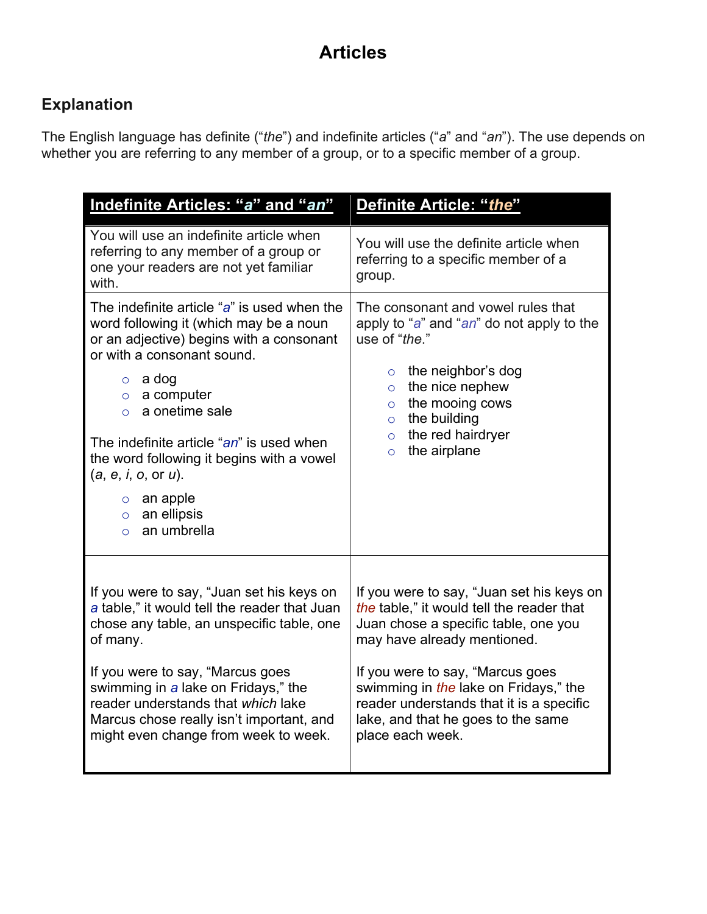# Articles

## Explanation

The English language has definite (“*the*”) and indefinite articles (“*a*” and “*an*”). The use depends on whether you are referring to any member of a group, or to a specific member of a group.

| **Indefinite Articles: “*a*” and “*an*”** | **Definite Article: “*the*”** |
|---|---|
| You will use an indefinite article when referring to any member of a group or one your readers are not yet familiar with. | You will use the definite article when referring to a specific member of a group. |
| The indefinite article “*a*” is used when the word following it (which may be a noun or an adjective) begins with a consonant or with a consonant sound.<br>◦ a dog<br>◦ a computer<br>◦ a onetime sale<br><br>The indefinite article “*an*” is used when the word following it begins with a vowel (*a*, *e*, *i*, *o*, or *u*).<br>◦ an apple<br>◦ an ellipsis<br>◦ an umbrella | The consonant and vowel rules that apply to “*a*” and “*an*” do not apply to the use of “*the*.”<br>◦ the neighbor’s dog<br>◦ the nice nephew<br>◦ the mooing cows<br>◦ the building<br>◦ the red hairdryer<br>◦ the airplane |
| If you were to say, “Juan set his keys on *a* table,” it would tell the reader that Juan chose any table, an unspecific table, one of many.<br><br>If you were to say, “Marcus goes swimming in *a* lake on Fridays,” the reader understands that *which* lake Marcus chose really isn’t important, and might even change from week to week. | If you were to say, “Juan set his keys on *the* table,” it would tell the reader that Juan chose a specific table, one you may have already mentioned.<br><br>If you were to say, “Marcus goes swimming in *the* lake on Fridays,” the reader understands that it is a specific lake, and that he goes to the same place each week. |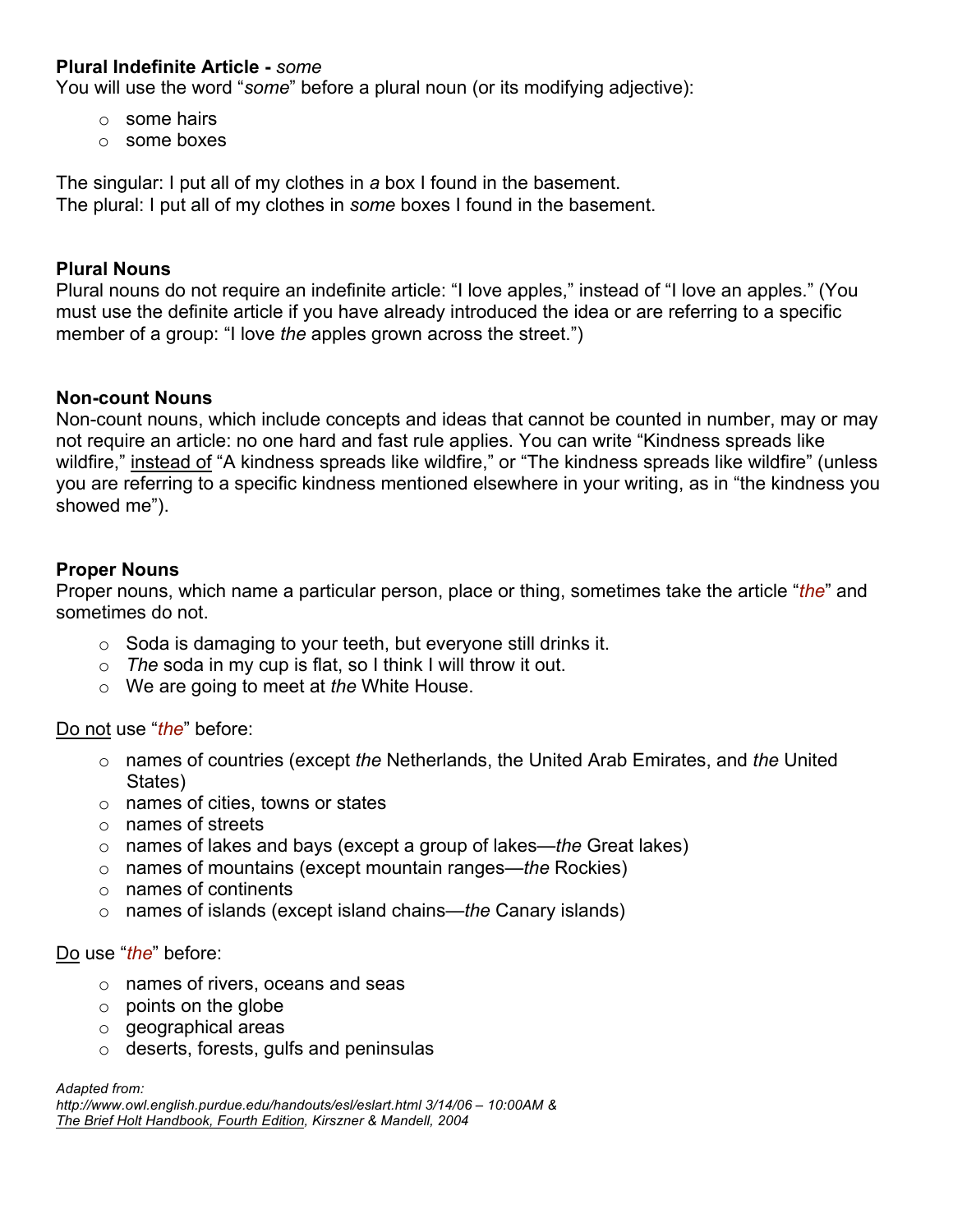**Plural Indefinite Article -** *some*

You will use the word "*some*" before a plural noun (or its modifying adjective):

- some hairs
- some boxes

The singular: I put all of my clothes in *a* box I found in the basement.
The plural: I put all of my clothes in *some* boxes I found in the basement.

**Plural Nouns**

Plural nouns do not require an indefinite article: "I love apples," instead of "I love an apples." (You must use the definite article if you have already introduced the idea or are referring to a specific member of a group: "I love *the* apples grown across the street.")

**Non-count Nouns**

Non-count nouns, which include concepts and ideas that cannot be counted in number, may or may not require an article: no one hard and fast rule applies. You can write "Kindness spreads like wildfire," <u>instead of</u> "A kindness spreads like wildfire," or "The kindness spreads like wildfire" (unless you are referring to a specific kindness mentioned elsewhere in your writing, as in "the kindness you showed me").

**Proper Nouns**

Proper nouns, which name a particular person, place or thing, sometimes take the article "*the*" and sometimes do not.

- Soda is damaging to your teeth, but everyone still drinks it.
- *The* soda in my cup is flat, so I think I will throw it out.
- We are going to meet at *the* White House.

<u>Do not</u> use "*the*" before:

- names of countries (except *the* Netherlands, the United Arab Emirates, and *the* United States)
- names of cities, towns or states
- names of streets
- names of lakes and bays (except a group of lakes—*the* Great lakes)
- names of mountains (except mountain ranges—*the* Rockies)
- names of continents
- names of islands (except island chains—*the* Canary islands)

<u>Do</u> use "*the*" before:

- names of rivers, oceans and seas
- points on the globe
- geographical areas
- deserts, forests, gulfs and peninsulas

*Adapted from:*
*http://www.owl.english.purdue.edu/handouts/esl/eslart.html 3/14/06 – 10:00AM &*
*<u>The Brief Holt Handbook, Fourth Edition</u>, Kirszner & Mandell, 2004*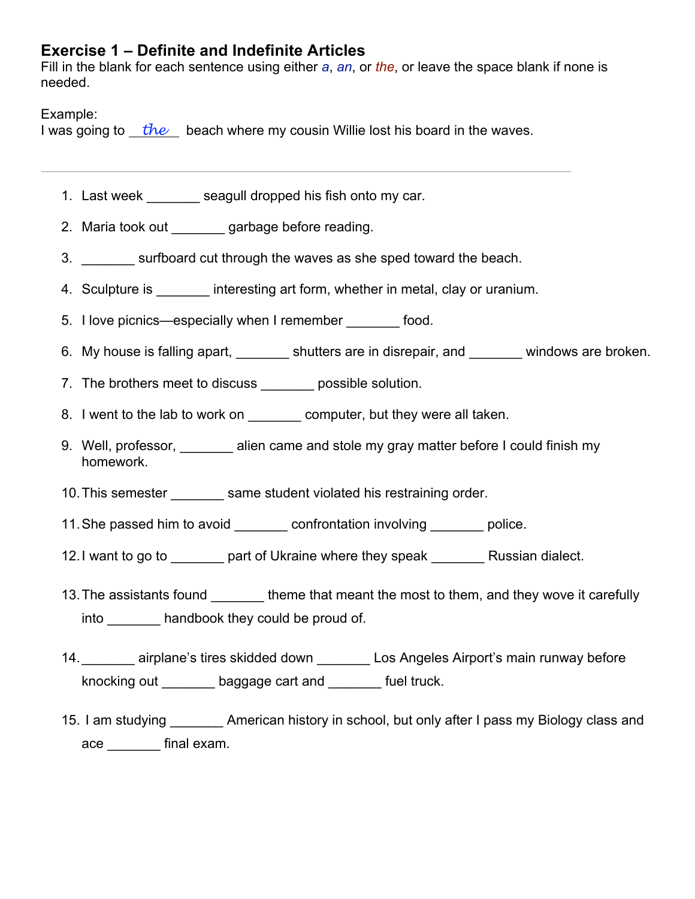## Exercise 1 – Definite and Indefinite Articles

Fill in the blank for each sentence using either *a*, *an*, or *the*, or leave the space blank if none is needed.

Example:
I was going to ___*the*___ beach where my cousin Willie lost his board in the waves.

---

1. Last week _______ seagull dropped his fish onto my car.
2. Maria took out _______ garbage before reading.
3. _______ surfboard cut through the waves as she sped toward the beach.
4. Sculpture is _______ interesting art form, whether in metal, clay or uranium.
5. I love picnics—especially when I remember _______ food.
6. My house is falling apart, _______ shutters are in disrepair, and _______ windows are broken.
7. The brothers meet to discuss _______ possible solution.
8. I went to the lab to work on _______ computer, but they were all taken.
9. Well, professor, _______ alien came and stole my gray matter before I could finish my homework.
10. This semester _______ same student violated his restraining order.
11. She passed him to avoid _______ confrontation involving _______ police.
12. I want to go to _______ part of Ukraine where they speak _______ Russian dialect.
13. The assistants found _______ theme that meant the most to them, and they wove it carefully into _______ handbook they could be proud of.
14. _______ airplane's tires skidded down _______ Los Angeles Airport's main runway before knocking out _______ baggage cart and _______ fuel truck.
15. I am studying _______ American history in school, but only after I pass my Biology class and ace _______ final exam.